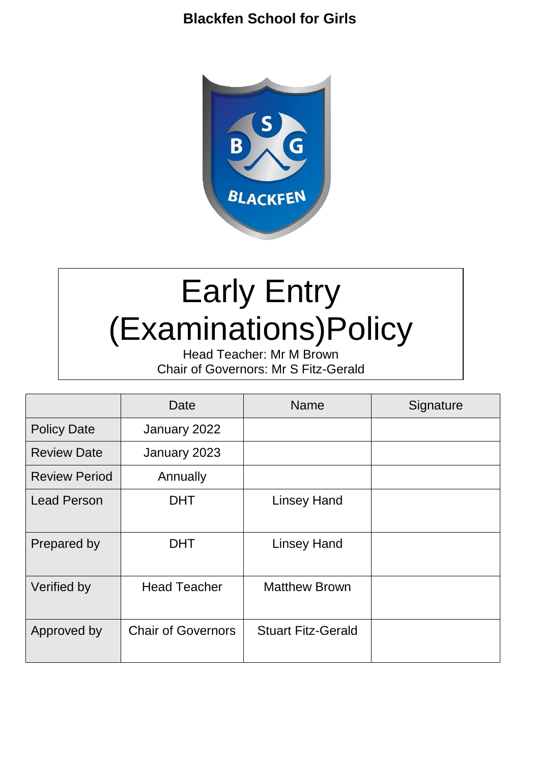**Blackfen School for Girls**

# Early Entry (Examinations)Policy

Head Teacher: Mr M Brown
Chair of Governors: Mr S Fitz-Gerald

| | Date | Name | Signature |
|---|---|---|---|
| Policy Date | January 2022 | | |
| Review Date | January 2023 | | |
| Review Period | Annually | | |
| Lead Person | DHT | Linsey Hand | |
| Prepared by | DHT | Linsey Hand | |
| Verified by | Head Teacher | Matthew Brown | |
| Approved by | Chair of Governors | Stuart Fitz-Gerald | |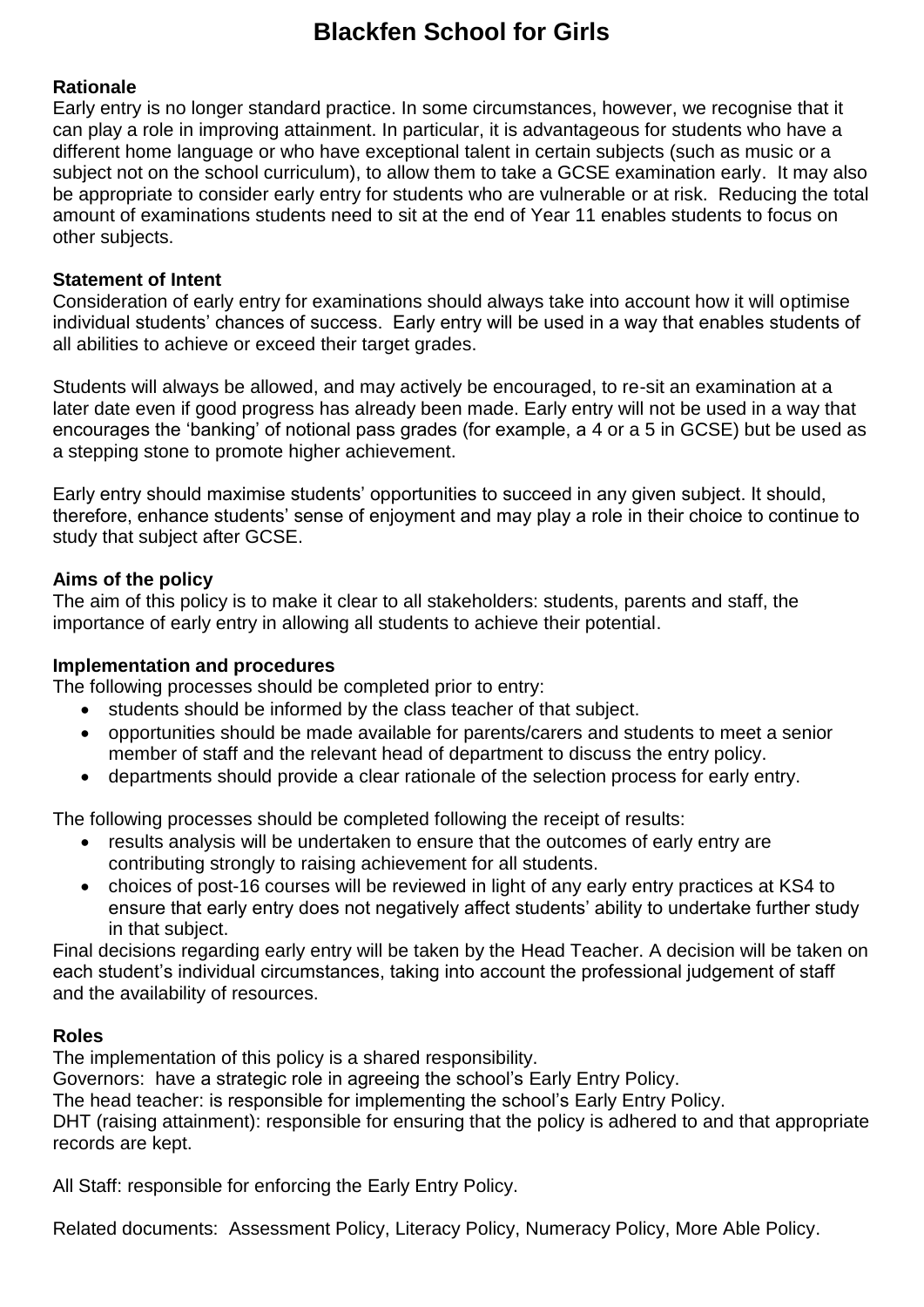# Blackfen School for Girls

**Rationale**

Early entry is no longer standard practice. In some circumstances, however, we recognise that it can play a role in improving attainment. In particular, it is advantageous for students who have a different home language or who have exceptional talent in certain subjects (such as music or a subject not on the school curriculum), to allow them to take a GCSE examination early. It may also be appropriate to consider early entry for students who are vulnerable or at risk. Reducing the total amount of examinations students need to sit at the end of Year 11 enables students to focus on other subjects.

**Statement of Intent**

Consideration of early entry for examinations should always take into account how it will optimise individual students' chances of success. Early entry will be used in a way that enables students of all abilities to achieve or exceed their target grades.

Students will always be allowed, and may actively be encouraged, to re-sit an examination at a later date even if good progress has already been made. Early entry will not be used in a way that encourages the 'banking' of notional pass grades (for example, a 4 or a 5 in GCSE) but be used as a stepping stone to promote higher achievement.

Early entry should maximise students' opportunities to succeed in any given subject. It should, therefore, enhance students' sense of enjoyment and may play a role in their choice to continue to study that subject after GCSE.

**Aims of the policy**

The aim of this policy is to make it clear to all stakeholders: students, parents and staff, the importance of early entry in allowing all students to achieve their potential.

**Implementation and procedures**

The following processes should be completed prior to entry:

- students should be informed by the class teacher of that subject.
- opportunities should be made available for parents/carers and students to meet a senior member of staff and the relevant head of department to discuss the entry policy.
- departments should provide a clear rationale of the selection process for early entry.

The following processes should be completed following the receipt of results:

- results analysis will be undertaken to ensure that the outcomes of early entry are contributing strongly to raising achievement for all students.
- choices of post-16 courses will be reviewed in light of any early entry practices at KS4 to ensure that early entry does not negatively affect students' ability to undertake further study in that subject.

Final decisions regarding early entry will be taken by the Head Teacher. A decision will be taken on each student's individual circumstances, taking into account the professional judgement of staff and the availability of resources.

**Roles**

The implementation of this policy is a shared responsibility.

Governors: have a strategic role in agreeing the school's Early Entry Policy.

The head teacher: is responsible for implementing the school's Early Entry Policy.

DHT (raising attainment): responsible for ensuring that the policy is adhered to and that appropriate records are kept.

All Staff: responsible for enforcing the Early Entry Policy.

Related documents: Assessment Policy, Literacy Policy, Numeracy Policy, More Able Policy.